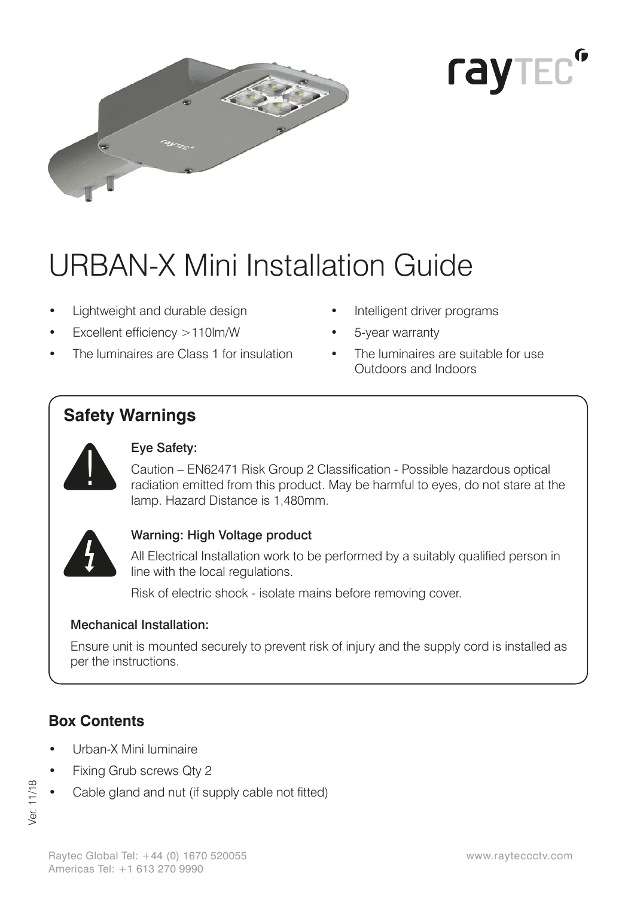# URBAN-X Mini Installation Guide

- Lightweight and durable design
- Excellent efficiency >110lm/W
- The luminaires are Class 1 for insulation
- Intelligent driver programs
- 5-year warranty
- The luminaires are suitable for use Outdoors and Indoors

## Safety Warnings

**Eye Safety:**

Caution – EN62471 Risk Group 2 Classification - Possible hazardous optical radiation emitted from this product. May be harmful to eyes, do not stare at the lamp. Hazard Distance is 1,480mm.

**Warning: High Voltage product**

All Electrical Installation work to be performed by a suitably qualified person in line with the local regulations.

Risk of electric shock - isolate mains before removing cover.

**Mechanical Installation:**

Ensure unit is mounted securely to prevent risk of injury and the supply cord is installed as per the instructions.

## Box Contents

- Urban-X Mini luminaire
- Fixing Grub screws Qty 2
- Cable gland and nut (if supply cable not fitted)

Ver. 11/18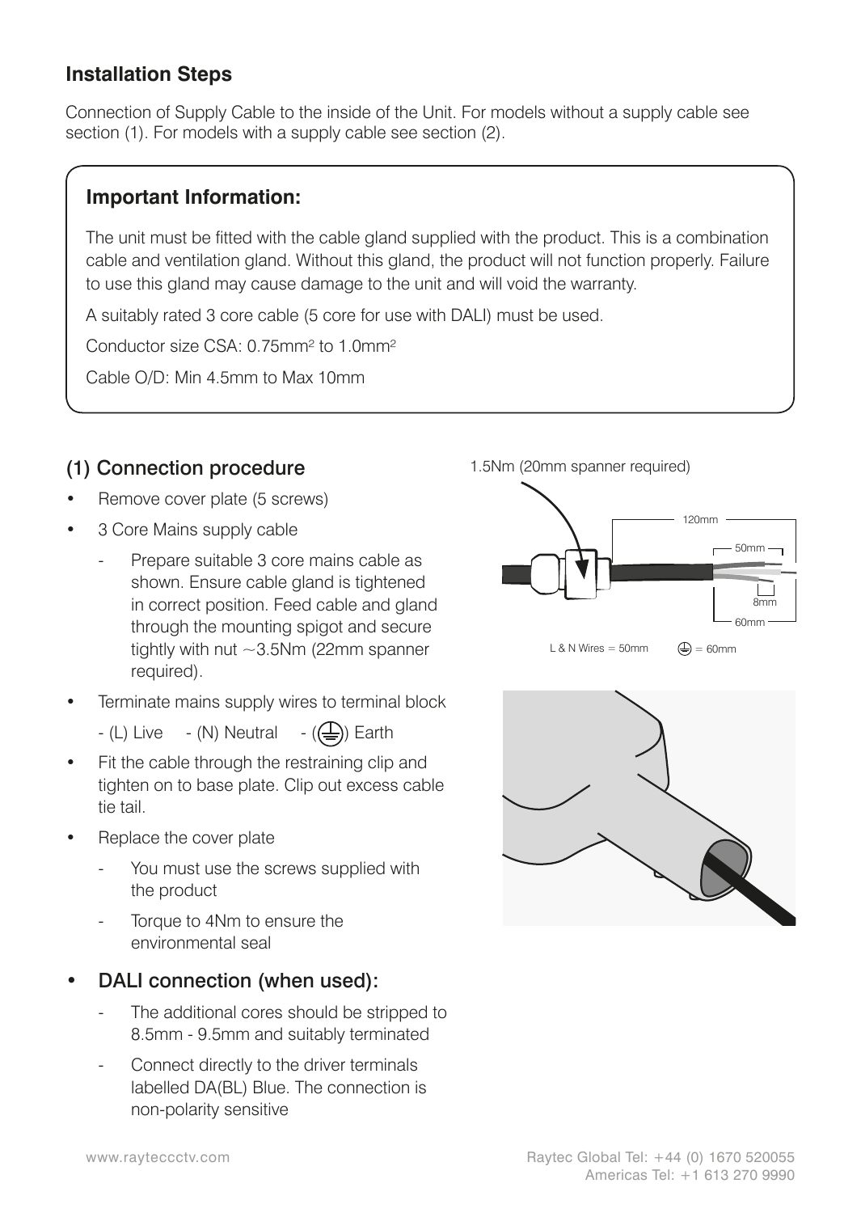## Installation Steps

Connection of Supply Cable to the inside of the Unit. For models without a supply cable see section (1). For models with a supply cable see section (2).

### Important Information:

The unit must be fitted with the cable gland supplied with the product. This is a combination cable and ventilation gland. Without this gland, the product will not function properly. Failure to use this gland may cause damage to the unit and will void the warranty.

A suitably rated 3 core cable (5 core for use with DALI) must be used.

Conductor size CSA: 0.75mm$^2$ to 1.0mm$^2$

Cable O/D: Min 4.5mm to Max 10mm

### (1) Connection procedure

- Remove cover plate (5 screws)
- 3 Core Mains supply cable
  - Prepare suitable 3 core mains cable as shown. Ensure cable gland is tightened in correct position. Feed cable and gland through the mounting spigot and secure tightly with nut ~3.5Nm (22mm spanner required).
- Terminate mains supply wires to terminal block
  - (L) Live - (N) Neutral - (⏚) Earth
- Fit the cable through the restraining clip and tighten on to base plate. Clip out excess cable tie tail.
- Replace the cover plate
  - You must use the screws supplied with the product
  - Torque to 4Nm to ensure the environmental seal
- DALI connection (when used):
  - The additional cores should be stripped to 8.5mm - 9.5mm and suitably terminated
  - Connect directly to the driver terminals labelled DA(BL) Blue. The connection is non-polarity sensitive

1.5Nm (20mm spanner required)

120mm

50mm

8mm

60mm

L & N Wires = 50mm ⏚ = 60mm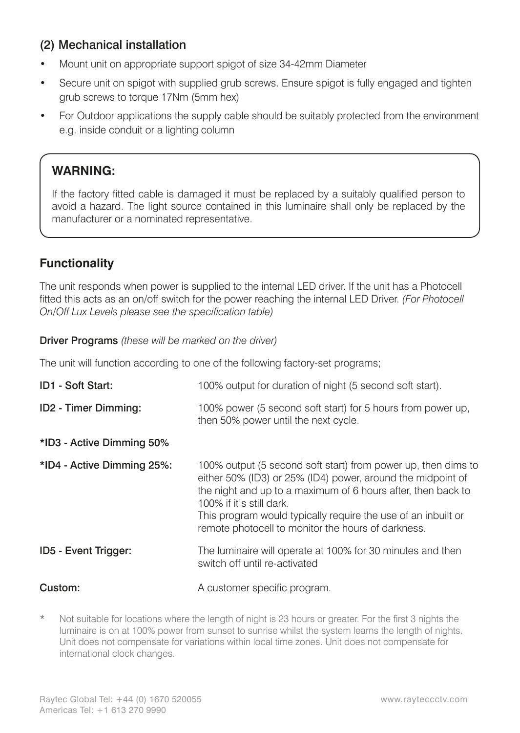## (2) Mechanical installation

- Mount unit on appropriate support spigot of size 34-42mm Diameter
- Secure unit on spigot with supplied grub screws. Ensure spigot is fully engaged and tighten grub screws to torque 17Nm (5mm hex)
- For Outdoor applications the supply cable should be suitably protected from the environment e.g. inside conduit or a lighting column

> **WARNING:**
>
> If the factory fitted cable is damaged it must be replaced by a suitably qualified person to avoid a hazard. The light source contained in this luminaire shall only be replaced by the manufacturer or a nominated representative.

## Functionality

The unit responds when power is supplied to the internal LED driver. If the unit has a Photocell fitted this acts as an on/off switch for the power reaching the internal LED Driver. *(For Photocell On/Off Lux Levels please see the specification table)*

**Driver Programs** *(these will be marked on the driver)*

The unit will function according to one of the following factory-set programs;

| Program | Description |
|---|---|
| **ID1 - Soft Start:** | 100% output for duration of night (5 second soft start). |
| **ID2 - Timer Dimming:** | 100% power (5 second soft start) for 5 hours from power up, then 50% power until the next cycle. |
| **\*ID3 - Active Dimming 50%** | |
| **\*ID4 - Active Dimming 25%:** | 100% output (5 second soft start) from power up, then dims to either 50% (ID3) or 25% (ID4) power, around the midpoint of the night and up to a maximum of 6 hours after, then back to 100% if it's still dark. This program would typically require the use of an inbuilt or remote photocell to monitor the hours of darkness. |
| **ID5 - Event Trigger:** | The luminaire will operate at 100% for 30 minutes and then switch off until re-activated |
| **Custom:** | A customer specific program. |

\* Not suitable for locations where the length of night is 23 hours or greater. For the first 3 nights the luminaire is on at 100% power from sunset to sunrise whilst the system learns the length of nights. Unit does not compensate for variations within local time zones. Unit does not compensate for international clock changes.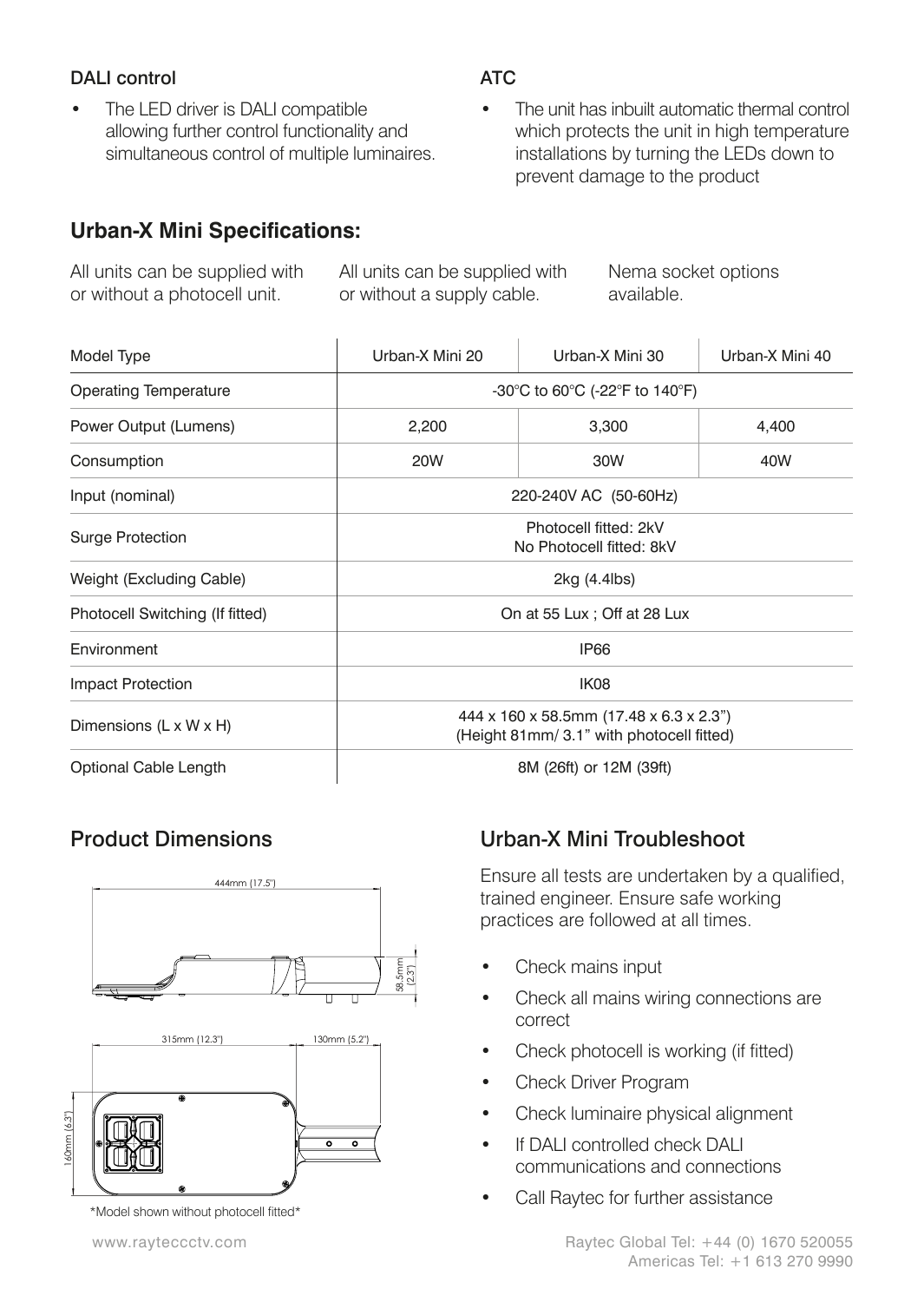### DALI control

- The LED driver is DALI compatible allowing further control functionality and simultaneous control of multiple luminaires.

### ATC

- The unit has inbuilt automatic thermal control which protects the unit in high temperature installations by turning the LEDs down to prevent damage to the product

## Urban-X Mini Specifications:

All units can be supplied with or without a photocell unit.

All units can be supplied with or without a supply cable.

Nema socket options available.

| Model Type | Urban-X Mini 20 | Urban-X Mini 30 | Urban-X Mini 40 |
|---|---|---|---|
| Operating Temperature | -30°C to 60°C (-22°F to 140°F) | | |
| Power Output (Lumens) | 2,200 | 3,300 | 4,400 |
| Consumption | 20W | 30W | 40W |
| Input (nominal) | 220-240V AC (50-60Hz) | | |
| Surge Protection | Photocell fitted: 2kV<br>No Photocell fitted: 8kV | | |
| Weight (Excluding Cable) | 2kg (4.4lbs) | | |
| Photocell Switching (If fitted) | On at 55 Lux ; Off at 28 Lux | | |
| Environment | IP66 | | |
| Impact Protection | IK08 | | |
| Dimensions (L x W x H) | 444 x 160 x 58.5mm (17.48 x 6.3 x 2.3")<br>(Height 81mm/ 3.1" with photocell fitted) | | |
| Optional Cable Length | 8M (26ft) or 12M (39ft) | | |

## Product Dimensions

444mm (17.5")

58.5mm (2.3")

315mm (12.3")

130mm (5.2")

160mm (6.3")

*Model shown without photocell fitted*

## Urban-X Mini Troubleshoot

Ensure all tests are undertaken by a qualified, trained engineer. Ensure safe working practices are followed at all times.

- Check mains input
- Check all mains wiring connections are correct
- Check photocell is working (if fitted)
- Check Driver Program
- Check luminaire physical alignment
- If DALI controlled check DALI communications and connections
- Call Raytec for further assistance

www.rayteccctv.com

Raytec Global Tel: +44 (0) 1670 520055
Americas Tel: +1 613 270 9990